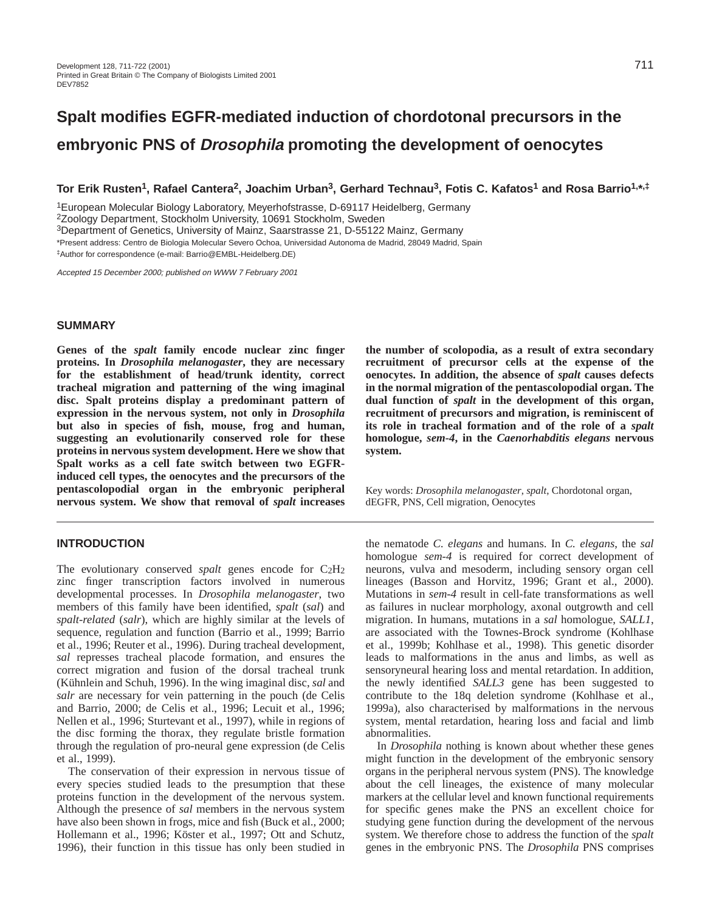# Spalt modifies EGFR-mediated induction of chordotonal precursors in the embryonic PNS of *Drosophila* promoting the development of oenocytes

**Tor Erik Rusten[1], Rafael Cantera[2], Joachim Urban[3], Gerhard Technau[3], Fotis C. Kafatos[1] and Rosa Barrio[1,*,‡]**

[1]European Molecular Biology Laboratory, Meyerhofstrasse, D-69117 Heidelberg, Germany
[2]Zoology Department, Stockholm University, 10691 Stockholm, Sweden
[3]Department of Genetics, University of Mainz, Saarstrasse 21, D-55122 Mainz, Germany
*Present address: Centro de Biologia Molecular Severo Ochoa, Universidad Autonoma de Madrid, 28049 Madrid, Spain
‡Author for correspondence (e-mail: Barrio@EMBL-Heidelberg.DE)

*Accepted 15 December 2000; published on WWW 7 February 2001*

## SUMMARY

**Genes of the *spalt* family encode nuclear zinc finger proteins. In *Drosophila melanogaster*, they are necessary for the establishment of head/trunk identity, correct tracheal migration and patterning of the wing imaginal disc. Spalt proteins display a predominant pattern of expression in the nervous system, not only in *Drosophila* but also in species of fish, mouse, frog and human, suggesting an evolutionarily conserved role for these proteins in nervous system development. Here we show that Spalt works as a cell fate switch between two EGFR-induced cell types, the oenocytes and the precursors of the pentascolopodial organ in the embryonic peripheral nervous system. We show that removal of *spalt* increases the number of scolopodia, as a result of extra secondary recruitment of precursor cells at the expense of the oenocytes. In addition, the absence of *spalt* causes defects in the normal migration of the pentascolopodial organ. The dual function of *spalt* in the development of this organ, recruitment of precursors and migration, is reminiscent of its role in tracheal formation and of the role of a *spalt* homologue, *sem-4*, in the *Caenorhabditis elegans* nervous system.**

Key words: *Drosophila melanogaster*, *spalt*, Chordotonal organ, dEGFR, PNS, Cell migration, Oenocytes

## INTRODUCTION

The evolutionary conserved *spalt* genes encode for $C_2H_2$ zinc finger transcription factors involved in numerous developmental processes. In *Drosophila melanogaster*, two members of this family have been identified, *spalt* (*sal*) and *spalt-related* (*salr*), which are highly similar at the levels of sequence, regulation and function (Barrio et al., 1999; Barrio et al., 1996; Reuter et al., 1996). During tracheal development, *sal* represses tracheal placode formation, and ensures the correct migration and fusion of the dorsal tracheal trunk (Kühnlein and Schuh, 1996). In the wing imaginal disc, *sal* and *salr* are necessary for vein patterning in the pouch (de Celis and Barrio, 2000; de Celis et al., 1996; Lecuit et al., 1996; Nellen et al., 1996; Sturtevant et al., 1997), while in regions of the disc forming the thorax, they regulate bristle formation through the regulation of pro-neural gene expression (de Celis et al., 1999).

The conservation of their expression in nervous tissue of every species studied leads to the presumption that these proteins function in the development of the nervous system. Although the presence of *sal* members in the nervous system have also been shown in frogs, mice and fish (Buck et al., 2000; Hollemann et al., 1996; Köster et al., 1997; Ott and Schutz, 1996), their function in this tissue has only been studied in the nematode *C. elegans* and humans. In *C. elegans*, the *sal* homologue *sem-4* is required for correct development of neurons, vulva and mesoderm, including sensory organ cell lineages (Basson and Horvitz, 1996; Grant et al., 2000). Mutations in *sem-4* result in cell-fate transformations as well as failures in nuclear morphology, axonal outgrowth and cell migration. In humans, mutations in a *sal* homologue, *SALL1*, are associated with the Townes-Brock syndrome (Kohlhase et al., 1999b; Kohlhase et al., 1998). This genetic disorder leads to malformations in the anus and limbs, as well as sensoryneural hearing loss and mental retardation. In addition, the newly identified *SALL3* gene has been suggested to contribute to the 18q deletion syndrome (Kohlhase et al., 1999a), also characterised by malformations in the nervous system, mental retardation, hearing loss and facial and limb abnormalities.

In *Drosophila* nothing is known about whether these genes might function in the development of the embryonic sensory organs in the peripheral nervous system (PNS). The knowledge about the cell lineages, the existence of many molecular markers at the cellular level and known functional requirements for specific genes make the PNS an excellent choice for studying gene function during the development of the nervous system. We therefore chose to address the function of the *spalt* genes in the embryonic PNS. The *Drosophila* PNS comprises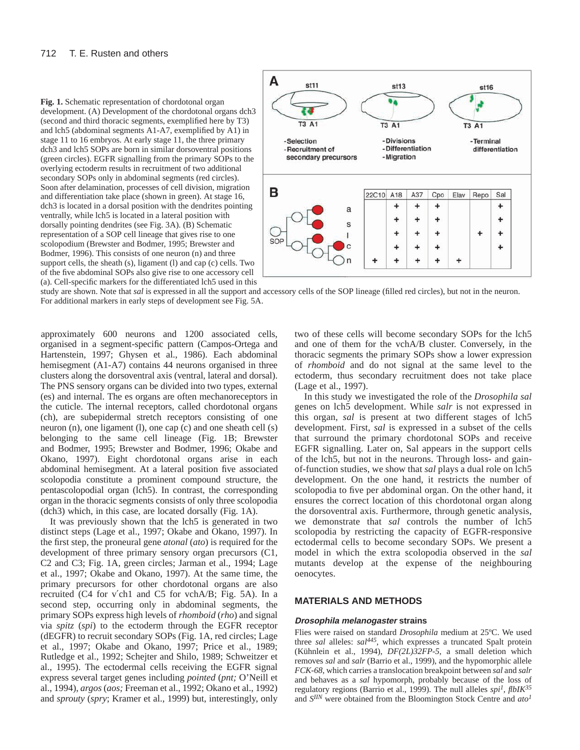**Fig. 1.** Schematic representation of chordotonal organ development. (A) Development of the chordotonal organs dch3 (second and third thoracic segments, exemplified here by T3) and lch5 (abdominal segments A1-A7, exemplified by A1) in stage 11 to 16 embryos. At early stage 11, the three primary dch3 and lch5 SOPs are born in similar dorsoventral positions (green circles). EGFR signalling from the primary SOPs to the overlying ectoderm results in recruitment of two additional secondary SOPs only in abdominal segments (red circles). Soon after delamination, processes of cell division, migration and differentiation take place (shown in green). At stage 16, dch3 is located in a dorsal position with the dendrites pointing ventrally, while lch5 is located in a lateral position with dorsally pointing dendrites (see Fig. 3A). (B) Schematic representation of a SOP cell lineage that gives rise to one scolopodium (Brewster and Bodmer, 1995; Brewster and Bodmer, 1996). This consists of one neuron (n) and three support cells, the sheath (s), ligament (l) and cap (c) cells. Two of the five abdominal SOPs also give rise to one accessory cell (a). Cell-specific markers for the differentiated lch5 used in this study are shown. Note that *sal* is expressed in all the support and accessory cells of the SOP lineage (filled red circles), but not in the neuron. For additional markers in early steps of development see Fig. 5A.

approximately 600 neurons and 1200 associated cells, organised in a segment-specific pattern (Campos-Ortega and Hartenstein, 1997; Ghysen et al., 1986). Each abdominal hemisegment (A1-A7) contains 44 neurons organised in three clusters along the dorsoventral axis (ventral, lateral and dorsal). The PNS sensory organs can be divided into two types, external (es) and internal. The es organs are often mechanoreceptors in the cuticle. The internal receptors, called chordotonal organs (ch), are subepidermal stretch receptors consisting of one neuron (n), one ligament (l), one cap (c) and one sheath cell (s) belonging to the same cell lineage (Fig. 1B; Brewster and Bodmer, 1995; Brewster and Bodmer, 1996; Okabe and Okano, 1997). Eight chordotonal organs arise in each abdominal hemisegment. At a lateral position five associated scolopodia constitute a prominent compound structure, the pentascolopodial organ (lch5). In contrast, the corresponding organ in the thoracic segments consists of only three scolopodia (dch3) which, in this case, are located dorsally (Fig. 1A).

It was previously shown that the lch5 is generated in two distinct steps (Lage et al., 1997; Okabe and Okano, 1997). In the first step, the proneural gene *atonal* (*ato*) is required for the development of three primary sensory organ precursors (C1, C2 and C3; Fig. 1A, green circles; Jarman et al., 1994; Lage et al., 1997; Okabe and Okano, 1997). At the same time, the primary precursors for other chordotonal organs are also recruited (C4 for v′ch1 and C5 for vchA/B; Fig. 5A). In a second step, occurring only in abdominal segments, the primary SOPs express high levels of *rhomboid* (*rho*) and signal via *spitz* (*spi*) to the ectoderm through the EGFR receptor (dEGFR) to recruit secondary SOPs (Fig. 1A, red circles; Lage et al., 1997; Okabe and Okano, 1997; Price et al., 1989; Rutledge et al., 1992; Schejter and Shilo, 1989; Schweitzer et al., 1995). The ectodermal cells receiving the EGFR signal express several target genes including *pointed* (*pnt;* O'Neill et al., 1994), *argos* (*aos;* Freeman et al., 1992; Okano et al., 1992) and *sprouty* (*spry*; Kramer et al., 1999) but, interestingly, only two of these cells will become secondary SOPs for the lch5 and one of them for the vchA/B cluster. Conversely, in the thoracic segments the primary SOPs show a lower expression of *rhomboid* and do not signal at the same level to the ectoderm, thus secondary recruitment does not take place (Lage et al., 1997).

In this study we investigated the role of the *Drosophila sal* genes on lch5 development. While *salr* is not expressed in this organ, *sal* is present at two different stages of lch5 development. First, *sal* is expressed in a subset of the cells that surround the primary chordotonal SOPs and receive EGFR signalling. Later on, Sal appears in the support cells of the lch5, but not in the neurons. Through loss- and gain-of-function studies, we show that *sal* plays a dual role on lch5 development. On the one hand, it restricts the number of scolopodia to five per abdominal organ. On the other hand, it ensures the correct location of this chordotonal organ along the dorsoventral axis. Furthermore, through genetic analysis, we demonstrate that *sal* controls the number of lch5 scolopodia by restricting the capacity of EGFR-responsive ectodermal cells to become secondary SOPs. We present a model in which the extra scolopodia observed in the *sal* mutants develop at the expense of the neighbouring oenocytes.

## MATERIALS AND METHODS

### *Drosophila melanogaster* strains

Flies were raised on standard *Drosophila* medium at 25ºC. We used three *sal* alleles: $sal^{445}$, which expresses a truncated Spalt protein (Kühnlein et al., 1994), *DF(2L)32FP-5*, a small deletion which removes *sal* and *salr* (Barrio et al., 1999), and the hypomorphic allele *FCK-68*, which carries a translocation breakpoint between *sal* and *salr* and behaves as a *sal* hypomorph, probably because of the loss of regulatory regions (Barrio et al., 1999). The null alleles $spi^{1}$, $flbIK^{35}$ and $S^{IIN}$ were obtained from the Bloomington Stock Centre and $ato^{1}$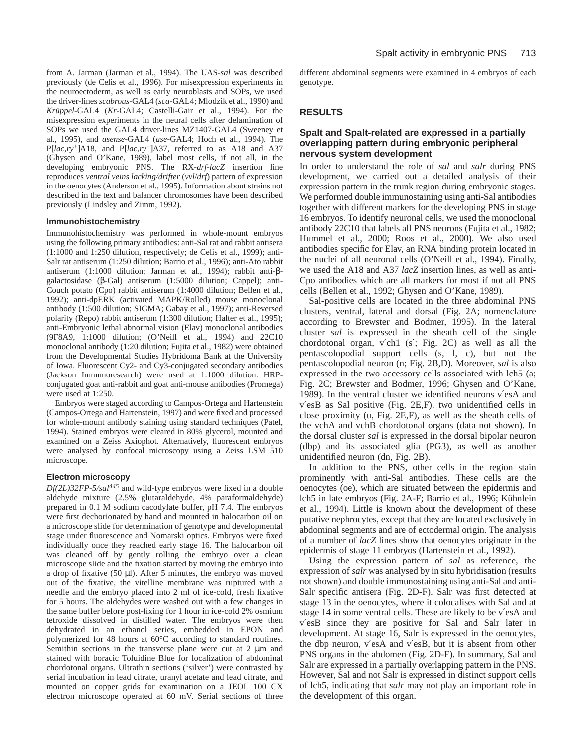from A. Jarman (Jarman et al., 1994). The UAS-*sal* was described previously (de Celis et al., 1996). For misexpression experiments in the neuroectoderm, as well as early neuroblasts and SOPs, we used the driver-lines *scabrous*-GAL4 (*sca*-GAL4; Mlodzik et al., 1990) and *Krüppel*-GAL4 (*Kr*-GAL4; Castelli-Gair et al., 1994). For the misexpression experiments in the neural cells after delamination of SOPs we used the GAL4 driver-lines MZ1407-GAL4 (Sweeney et al., 1995), and *asense*-GAL4 (*ase*-GAL4; Hoch et al., 1994). The P[*lac,ry*$^+$]A18, and P[*lac,ry*$^+$]A37, referred to as A18 and A37 (Ghysen and O'Kane, 1989), label most cells, if not all, in the developing embryonic PNS. The RX-*drf-lacZ* insertion line reproduces *ventral veins lacking/drifter* (*vvl*/*drf*) pattern of expression in the oenocytes (Anderson et al., 1995). Information about strains not described in the text and balancer chromosomes have been described previously (Lindsley and Zimm, 1992).

### Immunohistochemistry

Immunohistochemistry was performed in whole-mount embryos using the following primary antibodies: anti-Sal rat and rabbit antisera (1:1000 and 1:250 dilution, respectively; de Celis et al., 1999); anti-Salr rat antiserum (1:250 dilution; Barrio et al., 1996); anti-Ato rabbit antiserum (1:1000 dilution; Jarman et al., 1994); rabbit anti-β-galactosidase (β-Gal) antiserum (1:5000 dilution; Cappel); anti-Couch potato (Cpo) rabbit antiserum (1:4000 dilution; Bellen et al., 1992); anti-dpERK (activated MAPK/Rolled) mouse monoclonal antibody (1:500 dilution; SIGMA; Gabay et al., 1997); anti-Reversed polarity (Repo) rabbit antiserum (1:300 dilution; Halter et al., 1995); anti-Embryonic lethal abnormal vision (Elav) monoclonal antibodies (9F8A9, 1:1000 dilution; (O'Neill et al., 1994) and 22C10 monoclonal antibody (1:20 dilution; Fujita et al., 1982) were obtained from the Developmental Studies Hybridoma Bank at the University of Iowa. Fluorescent Cy2- and Cy3-conjugated secondary antibodies (Jackson Immunoresearch) were used at 1:1000 dilution. HRP-conjugated goat anti-rabbit and goat anti-mouse antibodies (Promega) were used at 1:250.

Embryos were staged according to Campos-Ortega and Hartenstein (Campos-Ortega and Hartenstein, 1997) and were fixed and processed for whole-mount antibody staining using standard techniques (Patel, 1994). Stained embryos were cleared in 80% glycerol, mounted and examined on a Zeiss Axiophot. Alternatively, fluorescent embryos were analysed by confocal microscopy using a Zeiss LSM 510 microscope.

### Electron microscopy

*Df(2L)32FP-5/sal*$^{445}$ and wild-type embryos were fixed in a double aldehyde mixture (2.5% glutaraldehyde, 4% paraformaldehyde) prepared in 0.1 M sodium cacodylate buffer, pH 7.4. The embryos were first dechorionated by hand and mounted in halocarbon oil on a microscope slide for determination of genotype and developmental stage under fluorescence and Nomarski optics. Embryos were fixed individually once they reached early stage 16. The halocarbon oil was cleaned off by gently rolling the embryo over a clean microscope slide and the fixation started by moving the embryo into a drop of fixative (50 μl). After 5 minutes, the embryo was moved out of the fixative, the vitelline membrane was ruptured with a needle and the embryo placed into 2 ml of ice-cold, fresh fixative for 5 hours. The aldehydes were washed out with a few changes in the same buffer before post-fixing for 1 hour in ice-cold 2% osmium tetroxide dissolved in distilled water. The embryos were then dehydrated in an ethanol series, embedded in EPON and polymerized for 48 hours at 60°C according to standard routines. Semithin sections in the transverse plane were cut at 2 μm and stained with boracic Toluidine Blue for localization of abdominal chordotonal organs. Ultrathin sections ('silver') were contrasted by serial incubation in lead citrate, uranyl acetate and lead citrate, and mounted on copper grids for examination on a JEOL 100 CX electron microscope operated at 60 mV. Serial sections of three different abdominal segments were examined in 4 embryos of each genotype.

## RESULTS

### Spalt and Spalt-related are expressed in a partially overlapping pattern during embryonic peripheral nervous system development

In order to understand the role of *sal* and *salr* during PNS development, we carried out a detailed analysis of their expression pattern in the trunk region during embryonic stages. We performed double immunostaining using anti-Sal antibodies together with different markers for the developing PNS in stage 16 embryos. To identify neuronal cells, we used the monoclonal antibody 22C10 that labels all PNS neurons (Fujita et al., 1982; Hummel et al., 2000; Roos et al., 2000). We also used antibodies specific for Elav, an RNA binding protein located in the nuclei of all neuronal cells (O'Neill et al., 1994). Finally, we used the A18 and A37 *lacZ* insertion lines, as well as anti-Cpo antibodies which are all markers for most if not all PNS cells (Bellen et al., 1992; Ghysen and O'Kane, 1989).

Sal-positive cells are located in the three abdominal PNS clusters, ventral, lateral and dorsal (Fig. 2A; nomenclature according to Brewster and Bodmer, 1995). In the lateral cluster *sal* is expressed in the sheath cell of the single chordotonal organ, v′ch1 (s′; Fig. 2C) as well as all the pentascolopodial support cells (s, l, c), but not the pentascolopodial neuron (n; Fig. 2B,D). Moreover, *sal* is also expressed in the two accessory cells associated with lch5 (a; Fig. 2C; Brewster and Bodmer, 1996; Ghysen and O'Kane, 1989). In the ventral cluster we identified neurons v′esA and v′esB as Sal positive (Fig. 2E,F), two unidentified cells in close proximity (u, Fig. 2E,F), as well as the sheath cells of the vchA and vchB chordotonal organs (data not shown). In the dorsal cluster *sal* is expressed in the dorsal bipolar neuron (dbp) and its associated glia (PG3), as well as another unidentified neuron (dn, Fig. 2B).

In addition to the PNS, other cells in the region stain prominently with anti-Sal antibodies. These cells are the oenocytes (oe), which are situated between the epidermis and lch5 in late embryos (Fig. 2A-F; Barrio et al., 1996; Kühnlein et al., 1994). Little is known about the development of these putative nephrocytes, except that they are located exclusively in abdominal segments and are of ectodermal origin. The analysis of a number of *lacZ* lines show that oenocytes originate in the epidermis of stage 11 embryos (Hartenstein et al., 1992).

Using the expression pattern of *sal* as reference, the expression of *salr* was analysed by in situ hybridisation (results not shown) and double immunostaining using anti-Sal and anti-Salr specific antisera (Fig. 2D-F). Salr was first detected at stage 13 in the oenocytes, where it colocalises with Sal and at stage 14 in some ventral cells. These are likely to be v′esA and v′esB since they are positive for Sal and Salr later in development. At stage 16, Salr is expressed in the oenocytes, the dbp neuron, v′esA and v′esB, but it is absent from other PNS organs in the abdomen (Fig. 2D-F). In summary, Sal and Salr are expressed in a partially overlapping pattern in the PNS. However, Sal and not Salr is expressed in distinct support cells of lch5, indicating that *salr* may not play an important role in the development of this organ.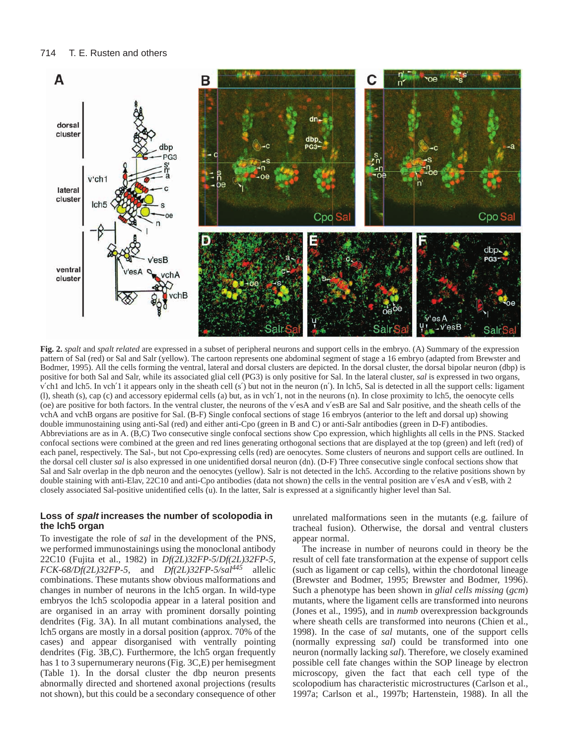**Fig. 2.** *spalt* and *spalt related* are expressed in a subset of peripheral neurons and support cells in the embryo. (A) Summary of the expression pattern of Sal (red) or Sal and Salr (yellow). The cartoon represents one abdominal segment of stage a 16 embryo (adapted from Brewster and Bodmer, 1995). All the cells forming the ventral, lateral and dorsal clusters are depicted. In the dorsal cluster, the dorsal bipolar neuron (dbp) is positive for both Sal and Salr, while its associated glial cell (PG3) is only positive for Sal. In the lateral cluster, *sal* is expressed in two organs, v′ch1 and lch5. In vch′1 it appears only in the sheath cell (s′) but not in the neuron (n′). In lch5, Sal is detected in all the support cells: ligament (l), sheath (s), cap (c) and accessory epidermal cells (a) but, as in vch′1, not in the neurons (n). In close proximity to lch5, the oenocyte cells (oe) are positive for both factors. In the ventral cluster, the neurons of the v′esA and v′esB are Sal and Salr positive, and the sheath cells of the vchA and vchB organs are positive for Sal. (B-F) Single confocal sections of stage 16 embryos (anterior to the left and dorsal up) showing double immunostaining using anti-Sal (red) and either anti-Cpo (green in B and C) or anti-Salr antibodies (green in D-F) antibodies. Abbreviations are as in A. (B,C) Two consecutive single confocal sections show Cpo expression, which highlights all cells in the PNS. Stacked confocal sections were combined at the green and red lines generating orthogonal sections that are displayed at the top (green) and left (red) of each panel, respectively. The Sal-, but not Cpo-expressing cells (red) are oenocytes. Some clusters of neurons and support cells are outlined. In the dorsal cell cluster *sal* is also expressed in one unidentified dorsal neuron (dn). (D-F) Three consecutive single confocal sections show that Sal and Salr overlap in the dpb neuron and the oenocytes (yellow). Salr is not detected in the lch5. According to the relative positions shown by double staining with anti-Elav, 22C10 and anti-Cpo antibodies (data not shown) the cells in the ventral position are v′esA and v′esB, with 2 closely associated Sal-positive unidentified cells (u). In the latter, Salr is expressed at a significantly higher level than Sal.

### Loss of *spalt* increases the number of scolopodia in the lch5 organ

To investigate the role of *sal* in the development of the PNS, we performed immunostainings using the monoclonal antibody 22C10 (Fujita et al., 1982) in *Df(2L)32FP-5*/*Df(2L)32FP-5*, *FCK-68/Df(2L)32FP-5*, and *Df(2L)32FP-5/sal*[445] allelic combinations. These mutants show obvious malformations and changes in number of neurons in the lch5 organ. In wild-type embryos the lch5 scolopodia appear in a lateral position and are organised in an array with prominent dorsally pointing dendrites (Fig. 3A). In all mutant combinations analysed, the lch5 organs are mostly in a dorsal position (approx. 70% of the cases) and appear disorganised with ventrally pointing dendrites (Fig. 3B,C). Furthermore, the lch5 organ frequently has 1 to 3 supernumerary neurons (Fig. 3C,E) per hemisegment (Table 1). In the dorsal cluster the dbp neuron presents abnormally directed and shortened axonal projections (results not shown), but this could be a secondary consequence of other unrelated malformations seen in the mutants (e.g. failure of tracheal fusion). Otherwise, the dorsal and ventral clusters appear normal.

The increase in number of neurons could in theory be the result of cell fate transformation at the expense of support cells (such as ligament or cap cells), within the chordotonal lineage (Brewster and Bodmer, 1995; Brewster and Bodmer, 1996). Such a phenotype has been shown in *glial cells missing* (*gcm*) mutants, where the ligament cells are transformed into neurons (Jones et al., 1995), and in *numb* overexpression backgrounds where sheath cells are transformed into neurons (Chien et al., 1998). In the case of *sal* mutants, one of the support cells (normally expressing *sal*) could be transformed into one neuron (normally lacking *sal*). Therefore, we closely examined possible cell fate changes within the SOP lineage by electron microscopy, given the fact that each cell type of the scolopodium has characteristic microstructures (Carlson et al., 1997a; Carlson et al., 1997b; Hartenstein, 1988). In all the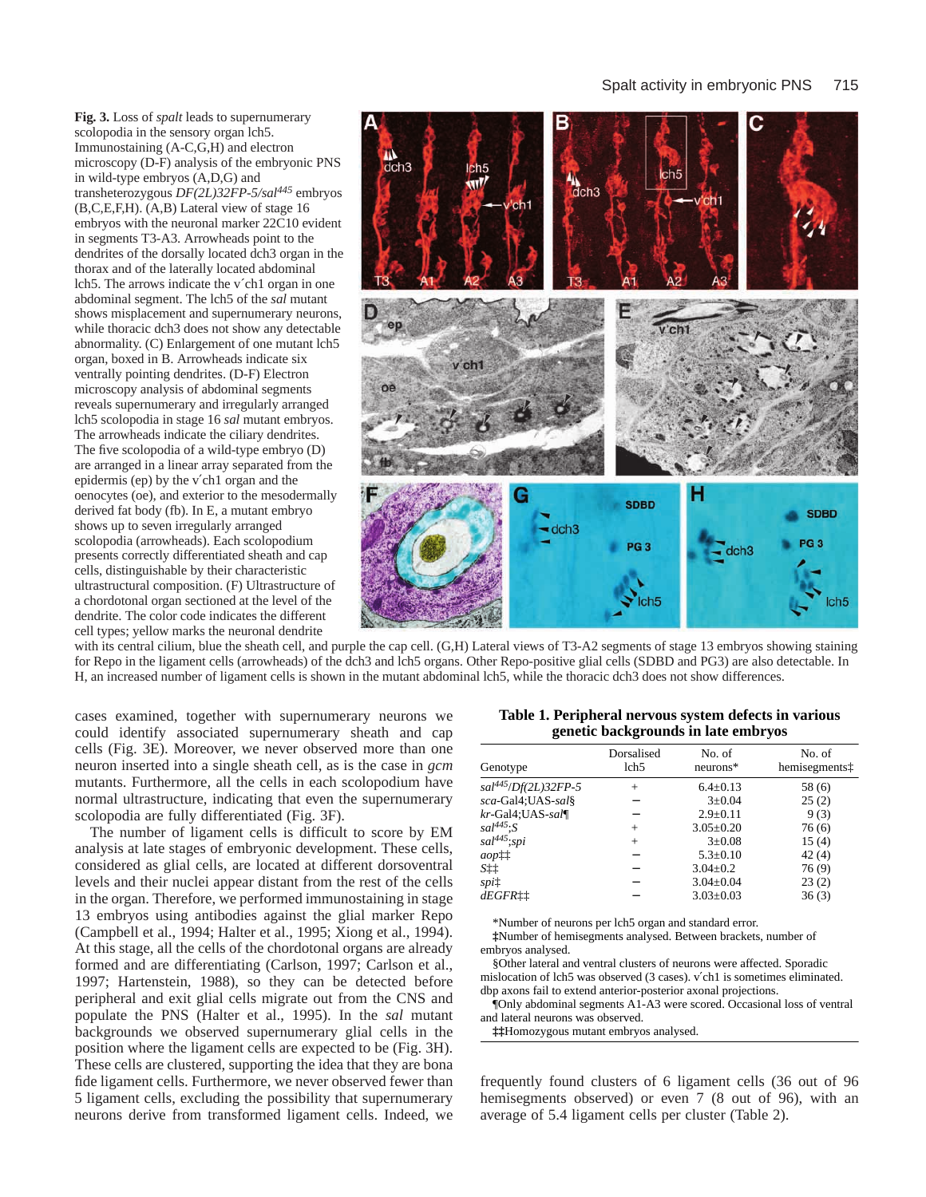**Fig. 3.** Loss of *spalt* leads to supernumerary scolopodia in the sensory organ lch5. Immunostaining (A-C,G,H) and electron microscopy (D-F) analysis of the embryonic PNS in wild-type embryos (A,D,G) and transheterozygous *DF(2L)32FP-5/sal*[445] embryos (B,C,E,F,H). (A,B) Lateral view of stage 16 embryos with the neuronal marker 22C10 evident in segments T3-A3. Arrowheads point to the dendrites of the dorsally located dch3 organ in the thorax and of the laterally located abdominal lch5. The arrows indicate the v´ch1 organ in one abdominal segment. The lch5 of the *sal* mutant shows misplacement and supernumerary neurons, while thoracic dch3 does not show any detectable abnormality. (C) Enlargement of one mutant lch5 organ, boxed in B. Arrowheads indicate six ventrally pointing dendrites. (D-F) Electron microscopy analysis of abdominal segments reveals supernumerary and irregularly arranged lch5 scolopodia in stage 16 *sal* mutant embryos. The arrowheads indicate the ciliary dendrites. The five scolopodia of a wild-type embryo (D) are arranged in a linear array separated from the epidermis (ep) by the v´ch1 organ and the oenocytes (oe), and exterior to the mesodermally derived fat body (fb). In E, a mutant embryo shows up to seven irregularly arranged scolopodium (arrowheads). Each scolopodium presents correctly differentiated sheath and cap cells, distinguishable by their characteristic ultrastructural composition. (F) Ultrastructure of a chordotonal organ sectioned at the level of the dendrite. The color code indicates the different cell types; yellow marks the neuronal dendrite with its central cilium, blue the sheath cell, and purple the cap cell. (G,H) Lateral views of T3-A2 segments of stage 13 embryos showing staining for Repo in the ligament cells (arrowheads) of the dch3 and lch5 organs. Other Repo-positive glial cells (SDBD and PG3) are also detectable. In H, an increased number of ligament cells is shown in the mutant abdominal lch5, while the thoracic dch3 does not show differences.

cases examined, together with supernumerary neurons we could identify associated supernumerary sheath and cap cells (Fig. 3E). Moreover, we never observed more than one neuron inserted into a single sheath cell, as is the case in *gcm* mutants. Furthermore, all the cells in each scolopodium have normal ultrastructure, indicating that even the supernumerary scolopodia are fully differentiated (Fig. 3F).

The number of ligament cells is difficult to score by EM analysis at late stages of embryonic development. These cells, considered as glial cells, are located at different dorsoventral levels and their nuclei appear distant from the rest of the cells in the organ. Therefore, we performed immunostaining in stage 13 embryos using antibodies against the glial marker Repo (Campbell et al., 1994; Halter et al., 1995; Xiong et al., 1994). At this stage, all the cells of the chordotonal organs are already formed and are differentiating (Carlson, 1997; Carlson et al., 1997; Hartenstein, 1988), so they can be detected before peripheral and exit glial cells migrate out from the CNS and populate the PNS (Halter et al., 1995). In the *sal* mutant backgrounds we observed supernumerary glial cells in the position where the ligament cells are expected to be (Fig. 3H). These cells are clustered, supporting the idea that they are bona fide ligament cells. Furthermore, we never observed fewer than 5 ligament cells, excluding the possibility that supernumerary neurons derive from transformed ligament cells. Indeed, we frequently found clusters of 6 ligament cells (36 out of 96 hemisegments observed) or even 7 (8 out of 96), with an average of 5.4 ligament cells per cluster (Table 2).

**Table 1. Peripheral nervous system defects in various genetic backgrounds in late embryos**

| Genotype | Dorsalised lch5 | No. of neurons* | No. of hemisegments‡ |
|---|---|---|---|
| *sal*[445]/*Df(2L)32FP-5* | + | 6.4±0.13 | 58 (6) |
| *sca*-Gal4;UAS-*sal*§ | − | 3±0.04 | 25 (2) |
| *kr*-Gal4;UAS-*sal*¶ | − | 2.9±0.11 | 9 (3) |
| *sal*[445];*S* | + | 3.05±0.20 | 76 (6) |
| *sal*[445];*spi* | + | 3±0.08 | 15 (4) |
| *aop*‡‡ | − | 5.3±0.10 | 42 (4) |
| *S*‡‡ | − | 3.04±0.2 | 76 (9) |
| *spi*‡ | − | 3.04±0.04 | 23 (2) |
| *dEGFR*‡‡ | − | 3.03±0.03 | 36 (3) |

*Number of neurons per lch5 organ and standard error.
‡Number of hemisegments analysed. Between brackets, number of embryos analysed.
§Other lateral and ventral clusters of neurons were affected. Sporadic mislocation of lch5 was observed (3 cases). v´ch1 is sometimes eliminated. dbp axons fail to extend anterior-posterior axonal projections.
¶Only abdominal segments A1-A3 were scored. Occasional loss of ventral and lateral neurons was observed.
‡‡Homozygous mutant embryos analysed.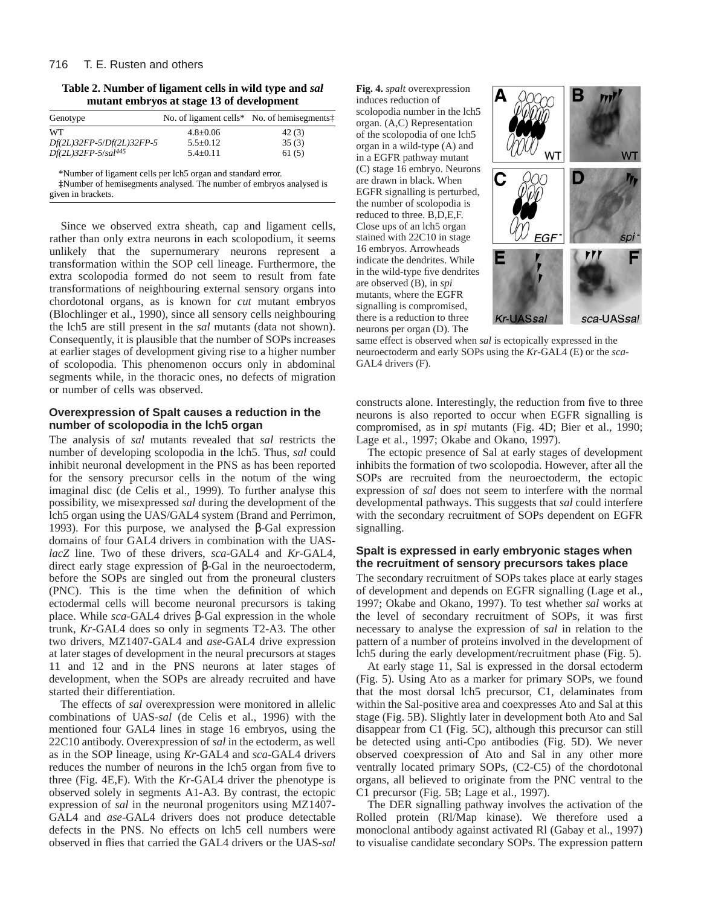**Table 2. Number of ligament cells in wild type and *sal* mutant embryos at stage 13 of development**

| Genotype | No. of ligament cells* | No. of hemisegments‡ |
|---|---|---|
| WT | 4.8±0.06 | 42 (3) |
| *Df(2L)32FP-5/Df(2L)32FP-5* | 5.5±0.12 | 35 (3) |
| *Df(2L)32FP-5/sal*[445] | 5.4±0.11 | 61 (5) |

*Number of ligament cells per lch5 organ and standard error.
‡Number of hemisegments analysed. The number of embryos analysed is given in brackets.

Since we observed extra sheath, cap and ligament cells, rather than only extra neurons in each scolopodium, it seems unlikely that the supernumerary neurons represent a transformation within the SOP cell lineage. Furthermore, the extra scolopodia formed do not seem to result from fate transformations of neighbouring external sensory organs into chordotonal organs, as is known for *cut* mutant embryos (Blochlinger et al., 1990), since all sensory cells neighbouring the lch5 are still present in the *sal* mutants (data not shown). Consequently, it is plausible that the number of SOPs increases at earlier stages of development giving rise to a higher number of scolopodia. This phenomenon occurs only in abdominal segments while, in the thoracic ones, no defects of migration or number of cells was observed.

### Overexpression of Spalt causes a reduction in the number of scolopodia in the lch5 organ

The analysis of *sal* mutants revealed that *sal* restricts the number of developing scolopodia in the lch5. Thus, *sal* could inhibit neuronal development in the PNS as has been reported for the sensory precursor cells in the notum of the wing imaginal disc (de Celis et al., 1999). To further analyse this possibility, we misexpressed *sal* during the development of the lch5 organ using the UAS/GAL4 system (Brand and Perrimon, 1993). For this purpose, we analysed the β-Gal expression domains of four GAL4 drivers in combination with the UAS-*lacZ* line. Two of these drivers, *sca*-GAL4 and *Kr*-GAL4, direct early stage expression of β-Gal in the neuroectoderm, before the SOPs are singled out from the proneural clusters (PNC). This is the time when the definition of which ectodermal cells will become neuronal precursors is taking place. While *sca*-GAL4 drives β-Gal expression in the whole trunk, *Kr*-GAL4 does so only in segments T2-A3. The other two drivers, MZ1407-GAL4 and *ase*-GAL4 drive expression at later stages of development in the neural precursors at stages 11 and 12 and in the PNS neurons at later stages of development, when the SOPs are already recruited and have started their differentiation.

The effects of *sal* overexpression were monitored in allelic combinations of UAS-*sal* (de Celis et al., 1996) with the mentioned four GAL4 lines in stage 16 embryos, using the 22C10 antibody. Overexpression of *sal* in the ectoderm, as well as in the SOP lineage, using *Kr*-GAL4 and *sca*-GAL4 drivers reduces the number of neurons in the lch5 organ from five to three (Fig. 4E,F). With the *Kr*-GAL4 driver the phenotype is observed solely in segments A1-A3. By contrast, the ectopic expression of *sal* in the neuronal progenitors using MZ1407-GAL4 and *ase*-GAL4 drivers does not produce detectable defects in the PNS. No effects on lch5 cell numbers were observed in flies that carried the GAL4 drivers or the UAS-*sal* constructs alone. Interestingly, the reduction from five to three neurons is also reported to occur when EGFR signalling is compromised, as in *spi* mutants (Fig. 4D; Bier et al., 1990; Lage et al., 1997; Okabe and Okano, 1997).

**Fig. 4.** *spalt* overexpression induces reduction of scolopodia number in the lch5 organ. (A,C) Representation of the scolopodia of one lch5 organ in a wild-type (A) and in a EGFR pathway mutant (C) stage 16 embryo. Neurons are drawn in black. When EGFR signalling is perturbed, the number of scolopodia is reduced to three. B,D,E,F. Close ups of an lch5 organ stained with 22C10 in stage 16 embryos. Arrowheads indicate the dendrites. While in the wild-type five dendrites are observed (B), in *spi* mutants, where the EGFR signalling is compromised, there is a reduction to three neurons per organ (D). The same effect is observed when *sal* is ectopically expressed in the neuroectoderm and early SOPs using the *Kr*-GAL4 (E) or the *sca*-GAL4 drivers (F).

The ectopic presence of Sal at early stages of development inhibits the formation of two scolopodia. However, after all the SOPs are recruited from the neuroectoderm, the ectopic expression of *sal* does not seem to interfere with the normal developmental pathways. This suggests that *sal* could interfere with the secondary recruitment of SOPs dependent on EGFR signalling.

### Spalt is expressed in early embryonic stages when the recruitment of sensory precursors takes place

The secondary recruitment of SOPs takes place at early stages of development and depends on EGFR signalling (Lage et al., 1997; Okabe and Okano, 1997). To test whether *sal* works at the level of secondary recruitment of SOPs, it was first necessary to analyse the expression of *sal* in relation to the pattern of a number of proteins involved in the development of lch5 during the early development/recruitment phase (Fig. 5).

At early stage 11, Sal is expressed in the dorsal ectoderm (Fig. 5). Using Ato as a marker for primary SOPs, we found that the most dorsal lch5 precursor, C1, delaminates from within the Sal-positive area and coexpresses Ato and Sal at this stage (Fig. 5B). Slightly later in development both Ato and Sal disappear from C1 (Fig. 5C), although this precursor can still be detected using anti-Cpo antibodies (Fig. 5D). We never observed coexpression of Ato and Sal in any other more ventrally located primary SOPs, (C2-C5) of the chordotonal organs, all believed to originate from the PNC ventral to the C1 precursor (Fig. 5B; Lage et al., 1997).

The DER signalling pathway involves the activation of the Rolled protein (Rl/Map kinase). We therefore used a monoclonal antibody against activated Rl (Gabay et al., 1997) to visualise candidate secondary SOPs. The expression pattern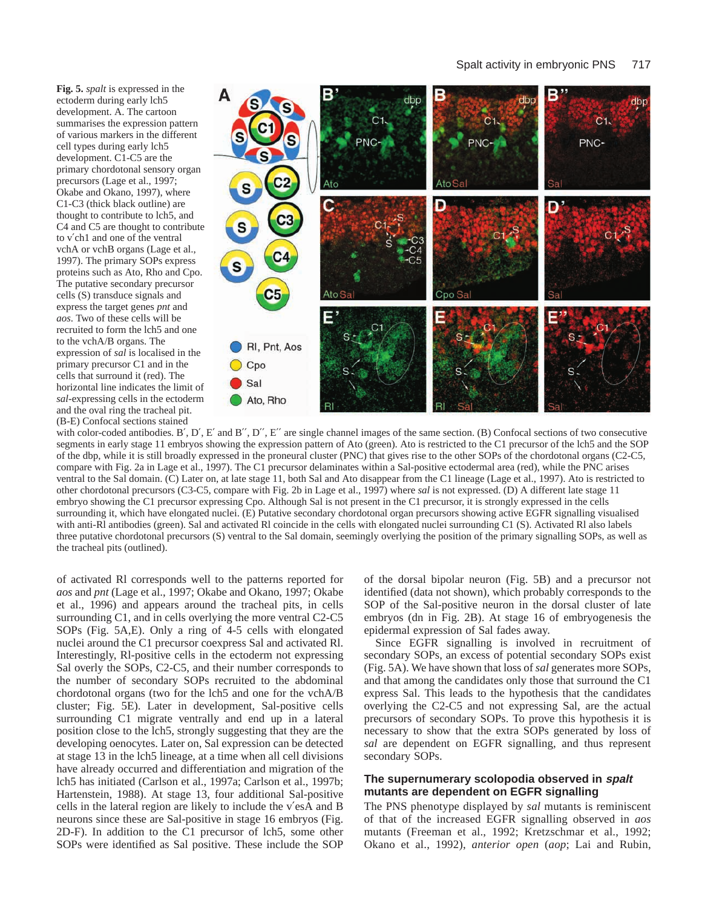**Fig. 5.** *spalt* is expressed in the ectoderm during early lch5 development. A. The cartoon summarises the expression pattern of various markers in the different cell types during early lch5 development. C1-C5 are the primary chordotonal sensory organ precursors (Lage et al., 1997; Okabe and Okano, 1997), where C1-C3 (thick black outline) are thought to contribute to lch5, and C4 and C5 are thought to contribute to v′ch1 and one of the ventral vchA or vchB organs (Lage et al., 1997). The primary SOPs express proteins such as Ato, Rho and Cpo. The putative secondary precursor cells (S) transduce signals and express the target genes *pnt* and *aos*. Two of these cells will be recruited to form the lch5 and one to the vchA/B organs. The expression of *sal* is localised in the primary precursor C1 and in the cells that surround it (red). The horizontal line indicates the limit of *sal*-expressing cells in the ectoderm and the oval ring the tracheal pit. (B-E) Confocal sections stained with color-coded antibodies. B′, D′, E′ and B′′, D′′, E′′ are single channel images of the same section. (B) Confocal sections of two consecutive segments in early stage 11 embryos showing the expression pattern of Ato (green). Ato is restricted to the C1 precursor of the lch5 and the SOP of the dbp, while it is still broadly expressed in the proneural cluster (PNC) that gives rise to the other SOPs of the chordotonal organs (C2-C5, compare with Fig. 2a in Lage et al., 1997). The C1 precursor delaminates within a Sal-positive ectodermal area (red), while the PNC arises ventral to the Sal domain. (C) Later on, at late stage 11, both Sal and Ato disappear from the C1 lineage (Lage et al., 1997). Ato is restricted to other chordotonal precursors (C3-C5, compare with Fig. 2b in Lage et al., 1997) where *sal* is not expressed. (D) A different late stage 11 embryo showing the C1 precursor expressing Cpo. Although Sal is not present in the C1 precursor, it is strongly expressed in the cells surrounding it, which have elongated nuclei. (E) Putative secondary chordotonal organ precursors showing active EGFR signalling visualised with anti-Rl antibodies (green). Sal and activated Rl coincide in the cells with elongated nuclei surrounding C1 (S). Activated Rl also labels three putative chordotonal precursors (S) ventral to the Sal domain, seemingly overlying the position of the primary signalling SOPs, as well as the tracheal pits (outlined).

of activated Rl corresponds well to the patterns reported for *aos* and *pnt* (Lage et al., 1997; Okabe and Okano, 1997; Okabe et al., 1996) and appears around the tracheal pits, in cells surrounding C1, and in cells overlying the more ventral C2-C5 SOPs (Fig. 5A,E). Only a ring of 4-5 cells with elongated nuclei around the C1 precursor coexpress Sal and activated Rl. Interestingly, Rl-positive cells in the ectoderm not expressing Sal overly the SOPs, C2-C5, and their number corresponds to the number of secondary SOPs recruited to the abdominal chordotonal organs (two for the lch5 and one for the vchA/B cluster; Fig. 5E). Later in development, Sal-positive cells surrounding C1 migrate ventrally and end up in a lateral position close to the lch5, strongly suggesting that they are the developing oenocytes. Later on, Sal expression can be detected at stage 13 in the lch5 lineage, at a time when all cell divisions have already occurred and differentiation and migration of the lch5 has initiated (Carlson et al., 1997a; Carlson et al., 1997b; Hartenstein, 1988). At stage 13, four additional Sal-positive cells in the lateral region are likely to include the v′esA and B neurons since these are Sal-positive in stage 16 embryos (Fig. 2D-F). In addition to the C1 precursor of lch5, some other SOPs were identified as Sal positive. These include the SOP of the dorsal bipolar neuron (Fig. 5B) and a precursor not identified (data not shown), which probably corresponds to the SOP of the Sal-positive neuron in the dorsal cluster of late embryos (dn in Fig. 2B). At stage 16 of embryogenesis the epidermal expression of Sal fades away.

Since EGFR signalling is involved in recruitment of secondary SOPs, an excess of potential secondary SOPs exist (Fig. 5A). We have shown that loss of *sal* generates more SOPs, and that among the candidates only those that surround the C1 express Sal. This leads to the hypothesis that the candidates overlying the C2-C5 and not expressing Sal, are the actual precursors of secondary SOPs. To prove this hypothesis it is necessary to show that the extra SOPs generated by loss of *sal* are dependent on EGFR signalling, and thus represent secondary SOPs.

## The supernumerary scolopodia observed in *spalt* mutants are dependent on EGFR signalling

The PNS phenotype displayed by *sal* mutants is reminiscent of that of the increased EGFR signalling observed in *aos* mutants (Freeman et al., 1992; Kretzschmar et al., 1992; Okano et al., 1992), *anterior open* (*aop*; Lai and Rubin,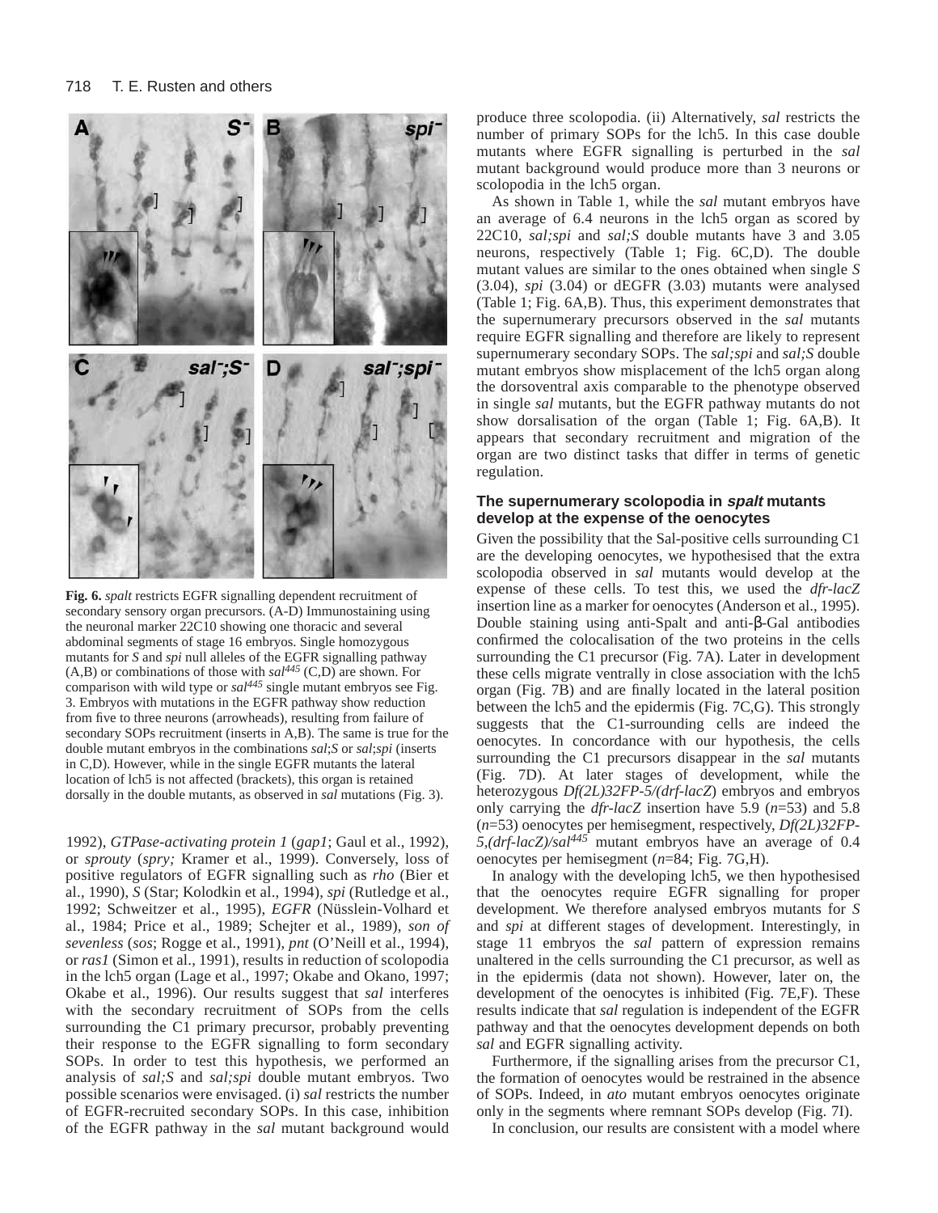**Fig. 6.** *spalt* restricts EGFR signalling dependent recruitment of secondary sensory organ precursors. (A-D) Immunostaining using the neuronal marker 22C10 showing one thoracic and several abdominal segments of stage 16 embryos. Single homozygous mutants for *S* and *spi* null alleles of the EGFR signalling pathway (A,B) or combinations of those with $sal^{445}$ (C,D) are shown. For comparison with wild type or $sal^{445}$ single mutant embryos see Fig. 3. Embryos with mutations in the EGFR pathway show reduction from five to three neurons (arrowheads), resulting from failure of secondary SOPs recruitment (inserts in A,B). The same is true for the double mutant embryos in the combinations *sal;S* or *sal;spi* (inserts in C,D). However, while in the single EGFR mutants the lateral location of lch5 is not affected (brackets), this organ is retained dorsally in the double mutants, as observed in *sal* mutations (Fig. 3).

1992), *GTPase-activating protein 1* (*gap1*; Gaul et al., 1992), or *sprouty* (*spry;* Kramer et al., 1999). Conversely, loss of positive regulators of EGFR signalling such as *rho* (Bier et al., 1990), *S* (Star; Kolodkin et al., 1994), *spi* (Rutledge et al., 1992; Schweitzer et al., 1995), *EGFR* (Nüsslein-Volhard et al., 1984; Price et al., 1989; Schejter et al., 1989), *son of sevenless* (*sos*; Rogge et al., 1991), *pnt* (O'Neill et al., 1994), or *ras1* (Simon et al., 1991), results in reduction of scolopodia in the lch5 organ (Lage et al., 1997; Okabe and Okano, 1997; Okabe et al., 1996). Our results suggest that *sal* interferes with the secondary recruitment of SOPs from the cells surrounding the C1 primary precursor, probably preventing their response to the EGFR signalling to form secondary SOPs. In order to test this hypothesis, we performed an analysis of *sal;S* and *sal;spi* double mutant embryos. Two possible scenarios were envisaged. (i) *sal* restricts the number of EGFR-recruited secondary SOPs. In this case, inhibition of the EGFR pathway in the *sal* mutant background would produce three scolopodia. (ii) Alternatively, *sal* restricts the number of primary SOPs for the lch5. In this case double mutants where EGFR signalling is perturbed in the *sal* mutant background would produce more than 3 neurons or scolopodia in the lch5 organ.

As shown in Table 1, while the *sal* mutant embryos have an average of 6.4 neurons in the lch5 organ as scored by 22C10, *sal;spi* and *sal;S* double mutants have 3 and 3.05 neurons, respectively (Table 1; Fig. 6C,D). The double mutant values are similar to the ones obtained when single *S* (3.04), *spi* (3.04) or dEGFR (3.03) mutants were analysed (Table 1; Fig. 6A,B). Thus, this experiment demonstrates that the supernumerary precursors observed in the *sal* mutants require EGFR signalling and therefore are likely to represent supernumerary secondary SOPs. The *sal;spi* and *sal;S* double mutant embryos show misplacement of the lch5 organ along the dorsoventral axis comparable to the phenotype observed in single *sal* mutants, but the EGFR pathway mutants do not show dorsalisation of the organ (Table 1; Fig. 6A,B). It appears that secondary recruitment and migration of the organ are two distinct tasks that differ in terms of genetic regulation.

## The supernumerary scolopodia in *spalt* mutants develop at the expense of the oenocytes

Given the possibility that the Sal-positive cells surrounding C1 are the developing oenocytes, we hypothesised that the extra scolopodia observed in *sal* mutants would develop at the expense of these cells. To test this, we used the *dfr-lacZ* insertion line as a marker for oenocytes (Anderson et al., 1995). Double staining using anti-Spalt and anti-β-Gal antibodies confirmed the colocalisation of the two proteins in the cells surrounding the C1 precursor (Fig. 7A). Later in development these cells migrate ventrally in close association with the lch5 organ (Fig. 7B) and are finally located in the lateral position between the lch5 and the epidermis (Fig. 7C,G). This strongly suggests that the C1-surrounding cells are indeed the oenocytes. In concordance with our hypothesis, the cells surrounding the C1 precursors disappear in the *sal* mutants (Fig. 7D). At later stages of development, while the heterozygous *Df(2L)32FP-5/(drf-lacZ*) embryos and embryos only carrying the *dfr-lacZ* insertion have 5.9 ($n$=53) and 5.8 ($n$=53) oenocytes per hemisegment, respectively, *Df(2L)32FP-5,(drf-lacZ)/*$sal^{445}$ mutant embryos have an average of 0.4 oenocytes per hemisegment ($n$=84; Fig. 7G,H).

In analogy with the developing lch5, we then hypothesised that the oenocytes require EGFR signalling for proper development. We therefore analysed embryos mutants for *S* and *spi* at different stages of development. Interestingly, in stage 11 embryos the *sal* pattern of expression remains unaltered in the cells surrounding the C1 precursor, as well as in the epidermis (data not shown). However, later on, the development of the oenocytes is inhibited (Fig. 7E,F). These results indicate that *sal* regulation is independent of the EGFR pathway and that the oenocytes development depends on both *sal* and EGFR signalling activity.

Furthermore, if the signalling arises from the precursor C1, the formation of oenocytes would be restrained in the absence of SOPs. Indeed, in *ato* mutant embryos oenocytes originate only in the segments where remnant SOPs develop (Fig. 7I).

In conclusion, our results are consistent with a model where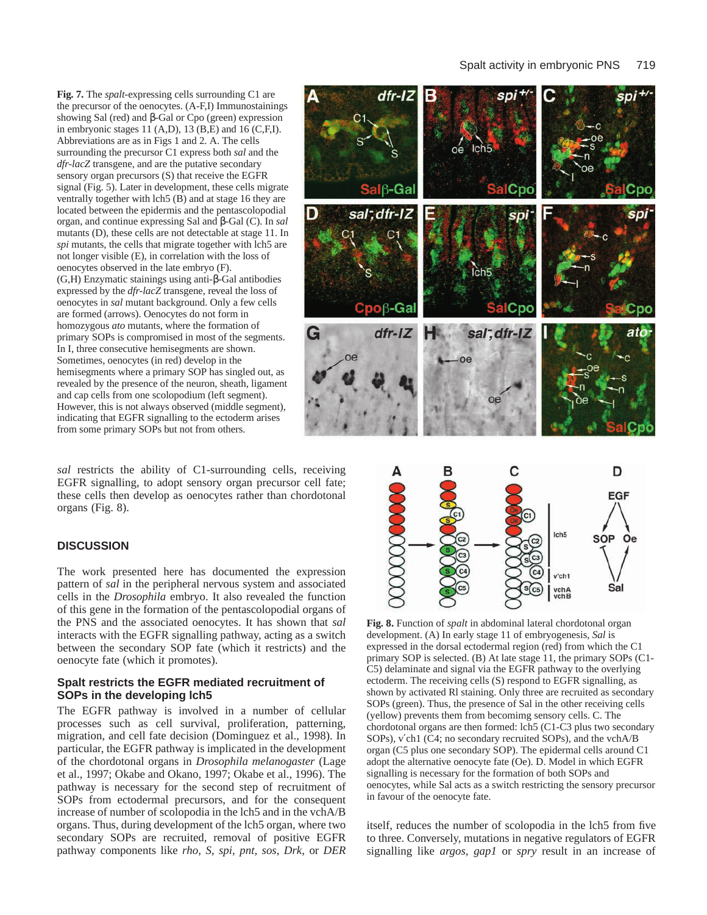**Fig. 7.** The *spalt*-expressing cells surrounding C1 are the precursor of the oenocytes. (A-F,I) Immunostainings showing Sal (red) and β-Gal or Cpo (green) expression in embryonic stages 11 (A,D), 13 (B,E) and 16 (C,F,I). Abbreviations are as in Figs 1 and 2. A. The cells surrounding the precursor C1 express both *sal* and the *dfr-lacZ* transgene, and are the putative secondary sensory organ precursors (S) that receive the EGFR signal (Fig. 5). Later in development, these cells migrate ventrally together with lch5 (B) and at stage 16 they are located between the epidermis and the pentascolopodial organ, and continue expressing Sal and β-Gal (C). In *sal* mutants (D), these cells are not detectable at stage 11. In *spi* mutants, the cells that migrate together with lch5 are not longer visible (E), in correlation with the loss of oenocytes observed in the late embryo (F). (G,H) Enzymatic stainings using anti-β-Gal antibodies expressed by the *dfr-lacZ* transgene, reveal the loss of oenocytes in *sal* mutant background. Only a few cells are formed (arrows). Oenocytes do not form in homozygous *ato* mutants, where the formation of primary SOPs is compromised in most of the segments. In I, three consecutive hemisegments are shown. Sometimes, oenocytes (in red) develop in the hemisegments where a primary SOP has singled out, as revealed by the presence of the neuron, sheath, ligament and cap cells from one scolopodium (left segment). However, this is not always observed (middle segment), indicating that EGFR signalling to the ectoderm arises from some primary SOPs but not from others.

*sal* restricts the ability of C1-surrounding cells, receiving EGFR signalling, to adopt sensory organ precursor cell fate; these cells then develop as oenocytes rather than chordotonal organs (Fig. 8).

## DISCUSSION

The work presented here has documented the expression pattern of *sal* in the peripheral nervous system and associated cells in the *Drosophila* embryo. It also revealed the function of this gene in the formation of the pentascolopodial organs of the PNS and the associated oenocytes. It has shown that *sal* interacts with the EGFR signalling pathway, acting as a switch between the secondary SOP fate (which it restricts) and the oenocyte fate (which it promotes).

### Spalt restricts the EGFR mediated recruitment of SOPs in the developing lch5

The EGFR pathway is involved in a number of cellular processes such as cell survival, proliferation, patterning, migration, and cell fate decision (Dominguez et al., 1998). In particular, the EGFR pathway is implicated in the development of the chordotonal organs in *Drosophila melanogaster* (Lage et al., 1997; Okabe and Okano, 1997; Okabe et al., 1996). The pathway is necessary for the second step of recruitment of SOPs from ectodermal precursors, and for the consequent increase of number of scolopodia in the lch5 and in the vchA/B organs. Thus, during development of the lch5 organ, where two secondary SOPs are recruited, removal of positive EGFR pathway components like *rho*, *S*, *spi*, *pnt*, *sos*, *Drk*, or *DER* itself, reduces the number of scolopodia in the lch5 from five to three. Conversely, mutations in negative regulators of EGFR signalling like *argos*, *gap1* or *spry* result in an increase of

**Fig. 8.** Function of *spalt* in abdominal lateral chordotonal organ development. (A) In early stage 11 of embryogenesis, *Sal* is expressed in the dorsal ectodermal region (red) from which the C1 primary SOP is selected. (B) At late stage 11, the primary SOPs (C1-C5) delaminate and signal via the EGFR pathway to the overlying ectoderm. The receiving cells (S) respond to EGFR signalling, as shown by activated Rl staining. Only three are recruited as secondary SOPs (green). Thus, the presence of Sal in the other receiving cells (yellow) prevents them from becomimg sensory cells. C. The chordotonal organs are then formed: lch5 (C1-C3 plus two secondary SOPs), v′ch1 (C4; no secondary recruited SOPs), and the vchA/B organ (C5 plus one secondary SOP). The epidermal cells around C1 adopt the alternative oenocyte fate (Oe). D. Model in which EGFR signalling is necessary for the formation of both SOPs and oenocytes, while Sal acts as a switch restricting the sensory precursor in favour of the oenocyte fate.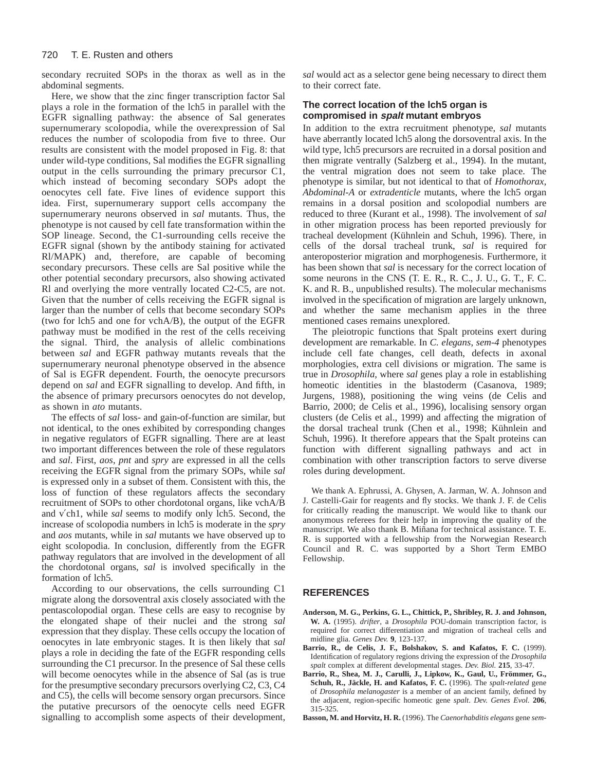secondary recruited SOPs in the thorax as well as in the abdominal segments.

Here, we show that the zinc finger transcription factor Sal plays a role in the formation of the lch5 in parallel with the EGFR signalling pathway: the absence of Sal generates supernumerary scolopodia, while the overexpression of Sal reduces the number of scolopodia from five to three. Our results are consistent with the model proposed in Fig. 8: that under wild-type conditions, Sal modifies the EGFR signalling output in the cells surrounding the primary precursor C1, which instead of becoming secondary SOPs adopt the oenocytes cell fate. Five lines of evidence support this idea. First, supernumerary support cells accompany the supernumerary neurons observed in *sal* mutants. Thus, the phenotype is not caused by cell fate transformation within the SOP lineage. Second, the C1-surrounding cells receive the EGFR signal (shown by the antibody staining for activated Rl/MAPK) and, therefore, are capable of becoming secondary precursors. These cells are Sal positive while the other potential secondary precursors, also showing activated Rl and overlying the more ventrally located C2-C5, are not. Given that the number of cells receiving the EGFR signal is larger than the number of cells that become secondary SOPs (two for lch5 and one for vchA/B), the output of the EGFR pathway must be modified in the rest of the cells receiving the signal. Third, the analysis of allelic combinations between *sal* and EGFR pathway mutants reveals that the supernumerary neuronal phenotype observed in the absence of Sal is EGFR dependent. Fourth, the oenocyte precursors depend on *sal* and EGFR signalling to develop. And fifth, in the absence of primary precursors oenocytes do not develop, as shown in *ato* mutants.

The effects of *sal* loss- and gain-of-function are similar, but not identical, to the ones exhibited by corresponding changes in negative regulators of EGFR signalling. There are at least two important differences between the role of these regulators and *sal*. First, *aos*, *pnt* and *spry* are expressed in all the cells receiving the EGFR signal from the primary SOPs, while *sal* is expressed only in a subset of them. Consistent with this, the loss of function of these regulators affects the secondary recruitment of SOPs to other chordotonal organs, like vchA/B and v′ch1, while *sal* seems to modify only lch5. Second, the increase of scolopodia numbers in lch5 is moderate in the *spry* and *aos* mutants, while in *sal* mutants we have observed up to eight scolopodia. In conclusion, differently from the EGFR pathway regulators that are involved in the development of all the chordotonal organs, *sal* is involved specifically in the formation of lch5.

According to our observations, the cells surrounding C1 migrate along the dorsoventral axis closely associated with the pentascolopodial organ. These cells are easy to recognise by the elongated shape of their nuclei and the strong *sal* expression that they display. These cells occupy the location of oenocytes in late embryonic stages. It is then likely that *sal* plays a role in deciding the fate of the EGFR responding cells surrounding the C1 precursor. In the presence of Sal these cells will become oenocytes while in the absence of Sal (as is true for the presumptive secondary precursors overlying C2, C3, C4 and C5), the cells will become sensory organ precursors. Since the putative precursors of the oenocyte cells need EGFR signalling to accomplish some aspects of their development, *sal* would act as a selector gene being necessary to direct them to their correct fate.

### The correct location of the lch5 organ is compromised in *spalt* mutant embryos

In addition to the extra recruitment phenotype, *sal* mutants have aberrantly located lch5 along the dorsoventral axis. In the wild type, lch5 precursors are recruited in a dorsal position and then migrate ventrally (Salzberg et al., 1994). In the mutant, the ventral migration does not seem to take place. The phenotype is similar, but not identical to that of *Homothorax*, *Abdominal-A* or *extradenticle* mutants, where the lch5 organ remains in a dorsal position and scolopodial numbers are reduced to three (Kurant et al., 1998). The involvement of *sal* in other migration process has been reported previously for tracheal development (Kühnlein and Schuh, 1996). There, in cells of the dorsal tracheal trunk, *sal* is required for anteroposterior migration and morphogenesis. Furthermore, it has been shown that *sal* is necessary for the correct location of some neurons in the CNS (T. E. R., R. C., J. U., G. T., F. C. K. and R. B., unpublished results). The molecular mechanisms involved in the specification of migration are largely unknown, and whether the same mechanism applies in the three mentioned cases remains unexplored.

The pleiotropic functions that Spalt proteins exert during development are remarkable. In *C. elegans*, *sem-4* phenotypes include cell fate changes, cell death, defects in axonal morphologies, extra cell divisions or migration. The same is true in *Drosophila*, where *sal* genes play a role in establishing homeotic identities in the blastoderm (Casanova, 1989; Jurgens, 1988), positioning the wing veins (de Celis and Barrio, 2000; de Celis et al., 1996), localising sensory organ clusters (de Celis et al., 1999) and affecting the migration of the dorsal tracheal trunk (Chen et al., 1998; Kühnlein and Schuh, 1996). It therefore appears that the Spalt proteins can function with different signalling pathways and act in combination with other transcription factors to serve diverse roles during development.

We thank A. Ephrussi, A. Ghysen, A. Jarman, W. A. Johnson and J. Castelli-Gair for reagents and fly stocks. We thank J. F. de Celis for critically reading the manuscript. We would like to thank our anonymous referees for their help in improving the quality of the manuscript. We also thank B. Miñana for technical assistance. T. E. R. is supported with a fellowship from the Norwegian Research Council and R. C. was supported by a Short Term EMBO Fellowship.

## REFERENCES

**Anderson, M. G., Perkins, G. L., Chittick, P., Shribley, R. J. and Johnson, W. A.** (1995). *drifter*, a *Drosophila* POU-domain transcription factor, is required for correct differentiation and migration of tracheal cells and midline glia. *Genes Dev.* **9**, 123-137.

**Barrio, R., de Celis, J. F., Bolshakov, S. and Kafatos, F. C.** (1999). Identification of regulatory regions driving the expression of the *Drosophila spalt* complex at different developmental stages. *Dev. Biol.* **215**, 33-47.

**Barrio, R., Shea, M. J., Carulli, J., Lipkow, K., Gaul, U., Frömmer, G., Schuh, R., Jäckle, H. and Kafatos, F. C.** (1996). The *spalt-related* gene of *Drosophila melanogaster* is a member of an ancient family, defined by the adjacent, region-specific homeotic gene *spalt*. *Dev. Genes Evol.* **206**, 315-325.

**Basson, M. and Horvitz, H. R.** (1996). The *Caenorhabditis elegans* gene *sem-*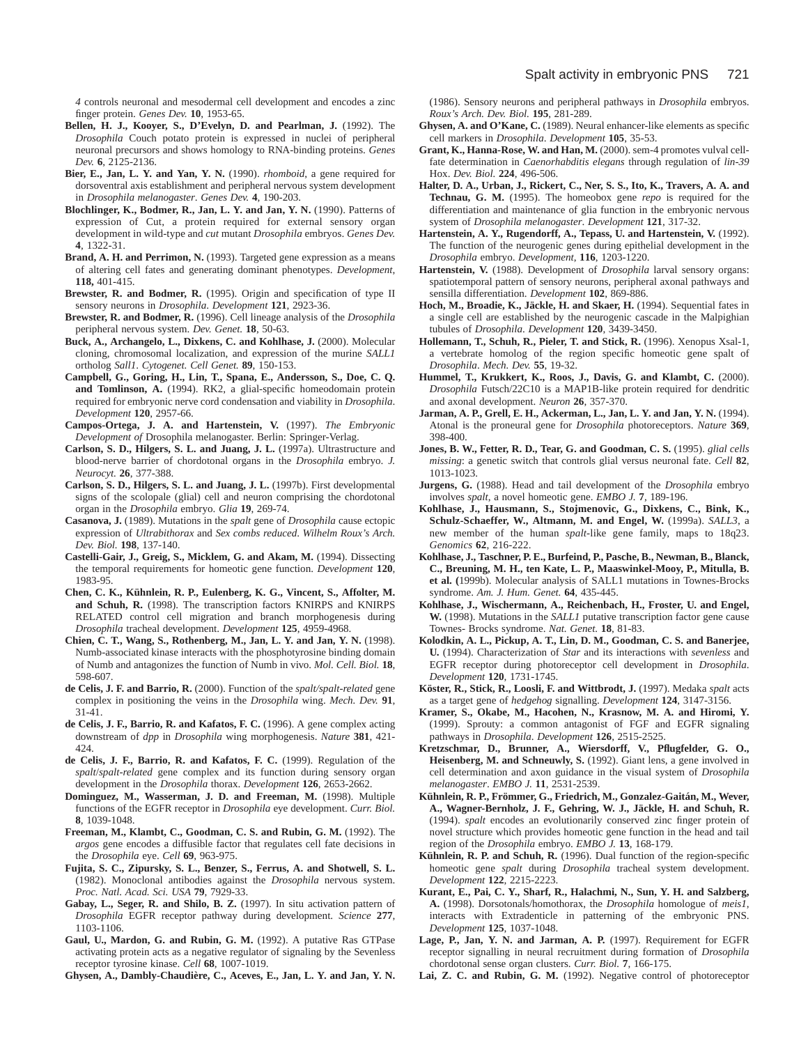*4* controls neuronal and mesodermal cell development and encodes a zinc finger protein. *Genes Dev.* **10**, 1953-65.

**Bellen, H. J., Kooyer, S., D'Evelyn, D. and Pearlman, J.** (1992). The *Drosophila* Couch potato protein is expressed in nuclei of peripheral neuronal precursors and shows homology to RNA-binding proteins. *Genes Dev.* **6**, 2125-2136.

**Bier, E., Jan, L. Y. and Yan, Y. N.** (1990). *rhomboid*, a gene required for dorsoventral axis establishment and peripheral nervous system development in *Drosophila melanogaster*. *Genes Dev.* **4**, 190-203.

**Blochlinger, K., Bodmer, R., Jan, L. Y. and Jan, Y. N.** (1990). Patterns of expression of Cut, a protein required for external sensory organ development in wild-type and *cut* mutant *Drosophila* embryos. *Genes Dev.* **4**, 1322-31.

**Brand, A. H. and Perrimon, N.** (1993). Targeted gene expression as a means of altering cell fates and generating dominant phenotypes. *Development*, **118,** 401-415.

**Brewster, R. and Bodmer, R.** (1995). Origin and specification of type II sensory neurons in *Drosophila*. *Development* **121**, 2923-36.

**Brewster, R. and Bodmer, R.** (1996). Cell lineage analysis of the *Drosophila* peripheral nervous system. *Dev. Genet.* **18**, 50-63.

**Buck, A., Archangelo, L., Dixkens, C. and Kohlhase, J.** (2000). Molecular cloning, chromosomal localization, and expression of the murine *SALL1* ortholog *Sall1*. *Cytogenet. Cell Genet.* **89**, 150-153.

**Campbell, G., Goring, H., Lin, T., Spana, E., Andersson, S., Doe, C. Q. and Tomlinson, A.** (1994). RK2, a glial-specific homeodomain protein required for embryonic nerve cord condensation and viability in *Drosophila*. *Development* **120**, 2957-66.

**Campos-Ortega, J. A. and Hartenstein, V.** (1997). *The Embryonic Development of* Drosophila melanogaster. Berlin: Springer-Verlag.

**Carlson, S. D., Hilgers, S. L. and Juang, J. L.** (1997a). Ultrastructure and blood-nerve barrier of chordotonal organs in the *Drosophila* embryo. *J. Neurocyt.* **26**, 377-388.

**Carlson, S. D., Hilgers, S. L. and Juang, J. L.** (1997b). First developmental signs of the scolopale (glial) cell and neuron comprising the chordotonal organ in the *Drosophila* embryo. *Glia* **19**, 269-74.

**Casanova, J.** (1989). Mutations in the *spalt* gene of *Drosophila* cause ectopic expression of *Ultrabithorax* and *Sex combs reduced*. *Wilhelm Roux's Arch. Dev. Biol.* **198**, 137-140.

**Castelli-Gair, J., Greig, S., Micklem, G. and Akam, M.** (1994). Dissecting the temporal requirements for homeotic gene function. *Development* **120**, 1983-95.

**Chen, C. K., Kühnlein, R. P., Eulenberg, K. G., Vincent, S., Affolter, M. and Schuh, R.** (1998). The transcription factors KNIRPS and KNIRPS RELATED control cell migration and branch morphogenesis during *Drosophila* tracheal development. *Development* **125**, 4959-4968.

**Chien, C. T., Wang, S., Rothenberg, M., Jan, L. Y. and Jan, Y. N.** (1998). Numb-associated kinase interacts with the phosphotyrosine binding domain of Numb and antagonizes the function of Numb in vivo. *Mol. Cell. Biol.* **18**, 598-607.

**de Celis, J. F. and Barrio, R.** (2000). Function of the *spalt/spalt-related* gene complex in positioning the veins in the *Drosophila* wing. *Mech. Dev.* **91**, 31-41.

**de Celis, J. F., Barrio, R. and Kafatos, F. C.** (1996). A gene complex acting downstream of *dpp* in *Drosophila* wing morphogenesis. *Nature* **381**, 421-424.

**de Celis, J. F., Barrio, R. and Kafatos, F. C.** (1999). Regulation of the *spalt*/*spalt-related* gene complex and its function during sensory organ development in the *Drosophila* thorax. *Development* **126**, 2653-2662.

**Dominguez, M., Wasserman, J. D. and Freeman, M.** (1998). Multiple functions of the EGFR receptor in *Drosophila* eye development. *Curr. Biol.* **8**, 1039-1048.

**Freeman, M., Klambt, C., Goodman, C. S. and Rubin, G. M.** (1992). The *argos* gene encodes a diffusible factor that regulates cell fate decisions in the *Drosophila* eye. *Cell* **69**, 963-975.

**Fujita, S. C., Zipursky, S. L., Benzer, S., Ferrus, A. and Shotwell, S. L.** (1982). Monoclonal antibodies against the *Drosophila* nervous system. *Proc. Natl. Acad. Sci. USA* **79**, 7929-33.

**Gabay, L., Seger, R. and Shilo, B. Z.** (1997). In situ activation pattern of *Drosophila* EGFR receptor pathway during development. *Science* **277**, 1103-1106.

**Gaul, U., Mardon, G. and Rubin, G. M.** (1992). A putative Ras GTPase activating protein acts as a negative regulator of signaling by the Sevenless receptor tyrosine kinase. *Cell* **68**, 1007-1019.

**Ghysen, A., Dambly-Chaudière, C., Aceves, E., Jan, L. Y. and Jan, Y. N.** (1986). Sensory neurons and peripheral pathways in *Drosophila* embryos. *Roux's Arch. Dev. Biol.* **195**, 281-289.

**Ghysen, A. and O'Kane, C.** (1989). Neural enhancer-like elements as specific cell markers in *Drosophila*. *Development* **105**, 35-53.

**Grant, K., Hanna-Rose, W. and Han, M.** (2000). sem-4 promotes vulval cell-fate determination in *Caenorhabditis elegans* through regulation of *lin-39* Hox. *Dev. Biol.* **224**, 496-506.

**Halter, D. A., Urban, J., Rickert, C., Ner, S. S., Ito, K., Travers, A. A. and Technau, G. M.** (1995). The homeobox gene *repo* is required for the differentiation and maintenance of glia function in the embryonic nervous system of *Drosophila melanogaster*. *Development* **121**, 317-32.

**Hartenstein, A. Y., Rugendorff, A., Tepass, U. and Hartenstein, V.** (1992). The function of the neurogenic genes during epithelial development in the *Drosophila* embryo. *Development*, **116**, 1203-1220.

**Hartenstein, V.** (1988). Development of *Drosophila* larval sensory organs: spatiotemporal pattern of sensory neurons, peripheral axonal pathways and sensilla differentiation. *Development* **102**, 869-886.

**Hoch, M., Broadie, K., Jäckle, H. and Skaer, H.** (1994). Sequential fates in a single cell are established by the neurogenic cascade in the Malpighian tubules of *Drosophila*. *Development* **120**, 3439-3450.

**Hollemann, T., Schuh, R., Pieler, T. and Stick, R.** (1996). Xenopus Xsal-1, a vertebrate homolog of the region specific homeotic gene spalt of *Drosophila*. *Mech. Dev.* **55**, 19-32.

**Hummel, T., Krukkert, K., Roos, J., Davis, G. and Klambt, C.** (2000). *Drosophila* Futsch/22C10 is a MAP1B-like protein required for dendritic and axonal development. *Neuron* **26**, 357-370.

**Jarman, A. P., Grell, E. H., Ackerman, L., Jan, L. Y. and Jan, Y. N.** (1994). Atonal is the proneural gene for *Drosophila* photoreceptors. *Nature* **369**, 398-400.

**Jones, B. W., Fetter, R. D., Tear, G. and Goodman, C. S.** (1995). *glial cells missing*: a genetic switch that controls glial versus neuronal fate. *Cell* **82**, 1013-1023.

**Jurgens, G.** (1988). Head and tail development of the *Drosophila* embryo involves *spalt*, a novel homeotic gene. *EMBO J.* **7**, 189-196.

**Kohlhase, J., Hausmann, S., Stojmenovic, G., Dixkens, C., Bink, K., Schulz-Schaeffer, W., Altmann, M. and Engel, W.** (1999a). *SALL3*, a new member of the human *spalt*-like gene family, maps to 18q23. *Genomics* **62**, 216-222.

**Kohlhase, J., Taschner, P. E., Burfeind, P., Pasche, B., Newman, B., Blanck, C., Breuning, M. H., ten Kate, L. P., Maaswinkel-Mooy, P., Mitulla, B. et al.** (1999b). Molecular analysis of SALL1 mutations in Townes-Brocks syndrome. *Am. J. Hum. Genet.* **64**, 435-445.

**Kohlhase, J., Wischermann, A., Reichenbach, H., Froster, U. and Engel, W.** (1998). Mutations in the *SALL1* putative transcription factor gene cause Townes- Brocks syndrome. *Nat. Genet.* **18**, 81-83.

**Kolodkin, A. L., Pickup, A. T., Lin, D. M., Goodman, C. S. and Banerjee, U.** (1994). Characterization of *Star* and its interactions with *sevenless* and EGFR receptor during photoreceptor cell development in *Drosophila*. *Development* **120**, 1731-1745.

**Köster, R., Stick, R., Loosli, F. and Wittbrodt, J.** (1997). Medaka *spalt* acts as a target gene of *hedgehog* signalling. *Development* **124**, 3147-3156.

**Kramer, S., Okabe, M., Hacohen, N., Krasnow, M. A. and Hiromi, Y.** (1999). Sprouty: a common antagonist of FGF and EGFR signaling pathways in *Drosophila*. *Development* **126**, 2515-2525.

**Kretzschmar, D., Brunner, A., Wiersdorff, V., Pflugfelder, G. O., Heisenberg, M. and Schneuwly, S.** (1992). Giant lens, a gene involved in cell determination and axon guidance in the visual system of *Drosophila melanogaster*. *EMBO J.* **11**, 2531-2539.

**Kühnlein, R. P., Frömmer, G., Friedrich, M., Gonzalez-Gaitán, M., Wever, A., Wagner-Bernholz, J. F., Gehring, W. J., Jäckle, H. and Schuh, R.** (1994). *spalt* encodes an evolutionarily conserved zinc finger protein of novel structure which provides homeotic gene function in the head and tail region of the *Drosophila* embryo. *EMBO J.* **13**, 168-179.

**Kühnlein, R. P. and Schuh, R.** (1996). Dual function of the region-specific homeotic gene *spalt* during *Drosophila* tracheal system development. *Development* **122**, 2215-2223.

**Kurant, E., Pai, C. Y., Sharf, R., Halachmi, N., Sun, Y. H. and Salzberg, A.** (1998). Dorsotonals/homothorax, the *Drosophila* homologue of *meis1*, interacts with Extradenticle in patterning of the embryonic PNS. *Development* **125**, 1037-1048.

**Lage, P., Jan, Y. N. and Jarman, A. P.** (1997). Requirement for EGFR receptor signalling in neural recruitment during formation of *Drosophila* chordotonal sense organ clusters. *Curr. Biol.* **7**, 166-175.

**Lai, Z. C. and Rubin, G. M.** (1992). Negative control of photoreceptor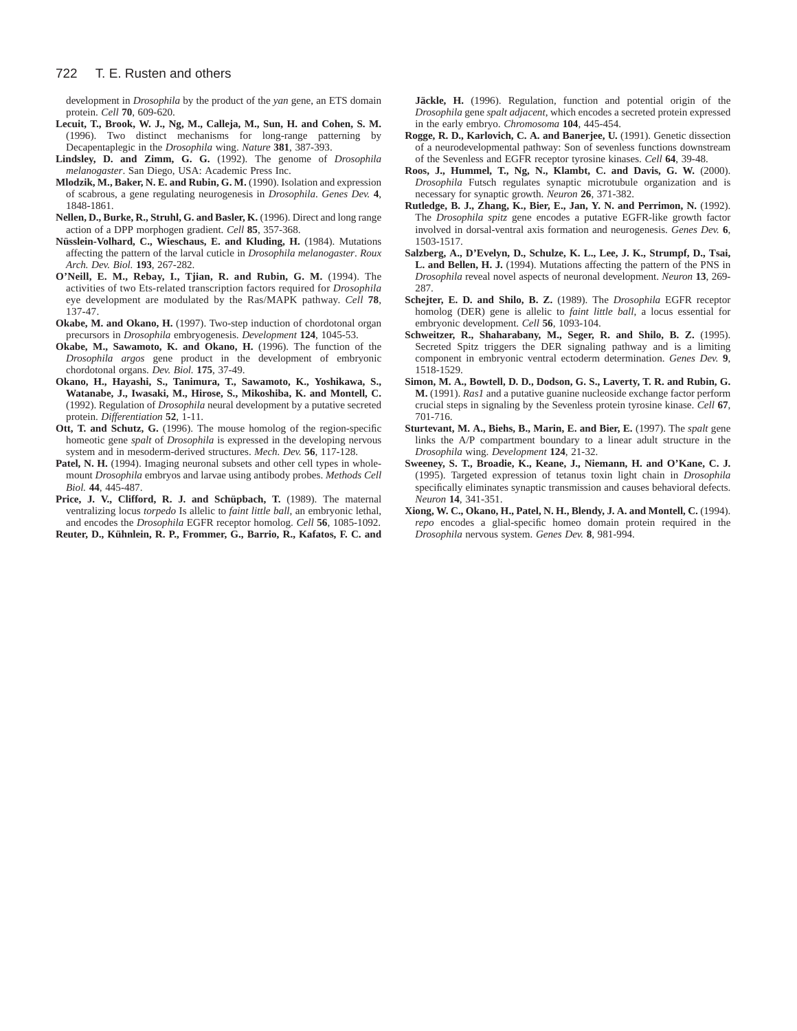development in *Drosophila* by the product of the *yan* gene, an ETS domain protein. *Cell* **70**, 609-620.

**Lecuit, T., Brook, W. J., Ng, M., Calleja, M., Sun, H. and Cohen, S. M.** (1996). Two distinct mechanisms for long-range patterning by Decapentaplegic in the *Drosophila* wing. *Nature* **381**, 387-393.

**Lindsley, D. and Zimm, G. G.** (1992). The genome of *Drosophila melanogaster*. San Diego, USA: Academic Press Inc.

**Mlodzik, M., Baker, N. E. and Rubin, G. M.** (1990). Isolation and expression of scabrous, a gene regulating neurogenesis in *Drosophila*. *Genes Dev.* **4**, 1848-1861.

**Nellen, D., Burke, R., Struhl, G. and Basler, K.** (1996). Direct and long range action of a DPP morphogen gradient. *Cell* **85**, 357-368.

**Nüsslein-Volhard, C., Wieschaus, E. and Kluding, H.** (1984). Mutations affecting the pattern of the larval cuticle in *Drosophila melanogaster*. *Roux Arch. Dev. Biol.* **193**, 267-282.

**O'Neill, E. M., Rebay, I., Tjian, R. and Rubin, G. M.** (1994). The activities of two Ets-related transcription factors required for *Drosophila* eye development are modulated by the Ras/MAPK pathway. *Cell* **78**, 137-47.

**Okabe, M. and Okano, H.** (1997). Two-step induction of chordotonal organ precursors in *Drosophila* embryogenesis. *Development* **124**, 1045-53.

**Okabe, M., Sawamoto, K. and Okano, H.** (1996). The function of the *Drosophila argos* gene product in the development of embryonic chordotonal organs. *Dev. Biol.* **175**, 37-49.

**Okano, H., Hayashi, S., Tanimura, T., Sawamoto, K., Yoshikawa, S., Watanabe, J., Iwasaki, M., Hirose, S., Mikoshiba, K. and Montell, C.** (1992). Regulation of *Drosophila* neural development by a putative secreted protein. *Differentiation* **52**, 1-11.

**Ott, T. and Schutz, G.** (1996). The mouse homolog of the region-specific homeotic gene *spalt* of *Drosophila* is expressed in the developing nervous system and in mesoderm-derived structures. *Mech. Dev.* **56**, 117-128.

**Patel, N. H.** (1994). Imaging neuronal subsets and other cell types in whole-mount *Drosophila* embryos and larvae using antibody probes. *Methods Cell Biol.* **44**, 445-487.

**Price, J. V., Clifford, R. J. and Schüpbach, T.** (1989). The maternal ventralizing locus *torpedo* Is allelic to *faint little ball*, an embryonic lethal, and encodes the *Drosophila* EGFR receptor homolog. *Cell* **56**, 1085-1092.

**Reuter, D., Kühnlein, R. P., Frommer, G., Barrio, R., Kafatos, F. C. and Jäckle, H.** (1996). Regulation, function and potential origin of the *Drosophila* gene *spalt adjacent*, which encodes a secreted protein expressed in the early embryo. *Chromosoma* **104**, 445-454.

**Rogge, R. D., Karlovich, C. A. and Banerjee, U.** (1991). Genetic dissection of a neurodevelopmental pathway: Son of sevenless functions downstream of the Sevenless and EGFR receptor tyrosine kinases. *Cell* **64**, 39-48.

**Roos, J., Hummel, T., Ng, N., Klambt, C. and Davis, G. W.** (2000). *Drosophila* Futsch regulates synaptic microtubule organization and is necessary for synaptic growth. *Neuron* **26**, 371-382.

**Rutledge, B. J., Zhang, K., Bier, E., Jan, Y. N. and Perrimon, N.** (1992). The *Drosophila spitz* gene encodes a putative EGFR-like growth factor involved in dorsal-ventral axis formation and neurogenesis. *Genes Dev.* **6**, 1503-1517.

**Salzberg, A., D'Evelyn, D., Schulze, K. L., Lee, J. K., Strumpf, D., Tsai, L. and Bellen, H. J.** (1994). Mutations affecting the pattern of the PNS in *Drosophila* reveal novel aspects of neuronal development. *Neuron* **13**, 269-287.

**Schejter, E. D. and Shilo, B. Z.** (1989). The *Drosophila* EGFR receptor homolog (DER) gene is allelic to *faint little ball*, a locus essential for embryonic development. *Cell* **56**, 1093-104.

**Schweitzer, R., Shaharabany, M., Seger, R. and Shilo, B. Z.** (1995). Secreted Spitz triggers the DER signaling pathway and is a limiting component in embryonic ventral ectoderm determination. *Genes Dev.* **9**, 1518-1529.

**Simon, M. A., Bowtell, D. D., Dodson, G. S., Laverty, T. R. and Rubin, G. M.** (1991). *Ras1* and a putative guanine nucleoside exchange factor perform crucial steps in signaling by the Sevenless protein tyrosine kinase. *Cell* **67**, 701-716.

**Sturtevant, M. A., Biehs, B., Marin, E. and Bier, E.** (1997). The *spalt* gene links the A/P compartment boundary to a linear adult structure in the *Drosophila* wing. *Development* **124**, 21-32.

**Sweeney, S. T., Broadie, K., Keane, J., Niemann, H. and O'Kane, C. J.** (1995). Targeted expression of tetanus toxin light chain in *Drosophila* specifically eliminates synaptic transmission and causes behavioral defects. *Neuron* **14**, 341-351.

**Xiong, W. C., Okano, H., Patel, N. H., Blendy, J. A. and Montell, C.** (1994). *repo* encodes a glial-specific homeo domain protein required in the *Drosophila* nervous system. *Genes Dev.* **8**, 981-994.